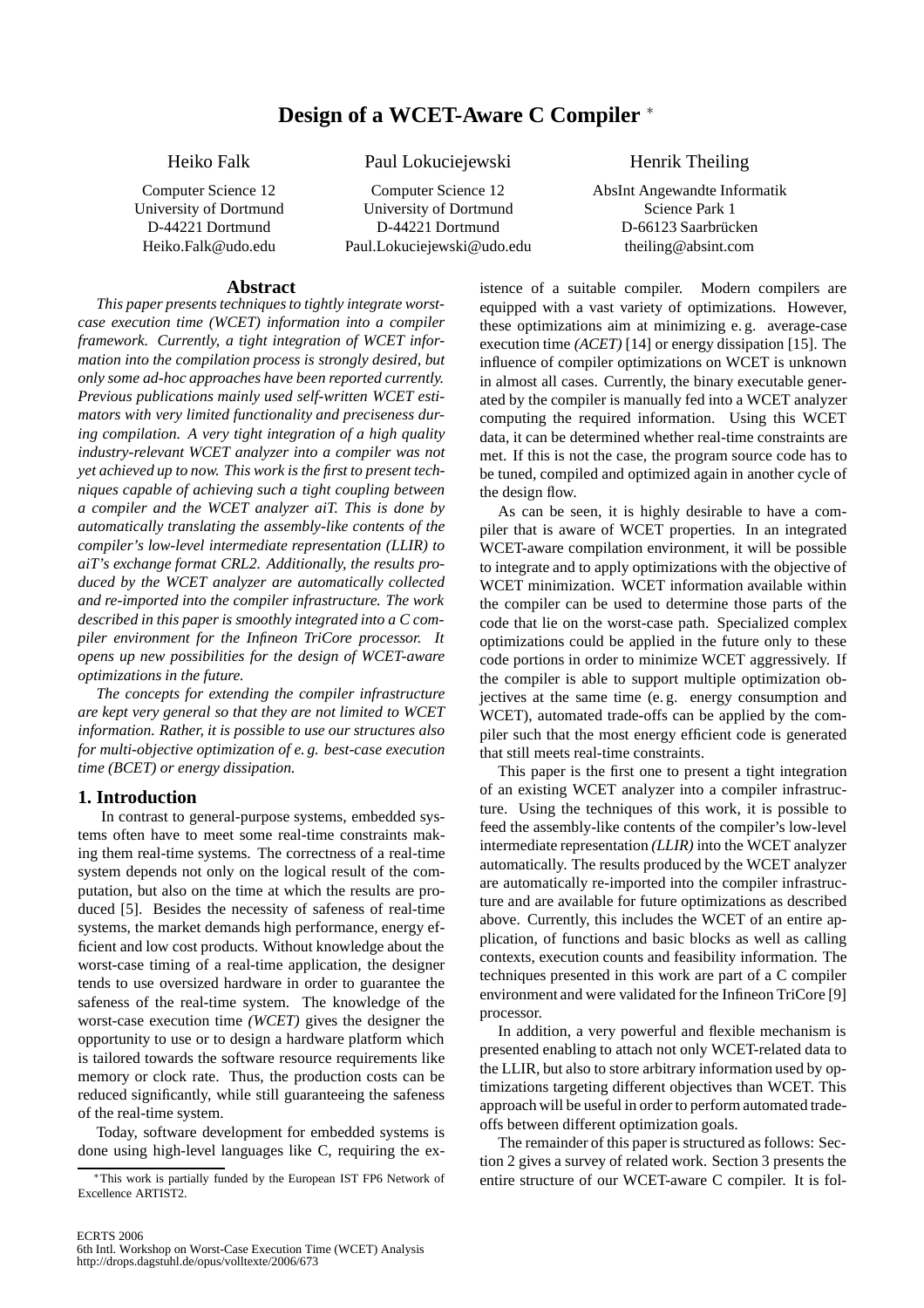# Design of a WCET-Aware C Compiler [*]

Heiko Falk
Computer Science 12
University of Dortmund
D-44221 Dortmund
Heiko.Falk@udo.edu

Paul Lokuciejewski
Computer Science 12
University of Dortmund
D-44221 Dortmund
Paul.Lokuciejewski@udo.edu

Henrik Theiling
AbsInt Angewandte Informatik
Science Park 1
D-66123 Saarbrücken
theiling@absint.com

## Abstract

*This paper presents techniques to tightly integrate worst-case execution time (WCET) information into a compiler framework. Currently, a tight integration of WCET information into the compilation process is strongly desired, but only some ad-hoc approaches have been reported currently. Previous publications mainly used self-written WCET estimators with very limited functionality and preciseness during compilation. A very tight integration of a high quality industry-relevant WCET analyzer into a compiler was not yet achieved up to now. This work is the first to present techniques capable of achieving such a tight coupling between a compiler and the WCET analyzer aiT. This is done by automatically translating the assembly-like contents of the compiler's low-level intermediate representation (LLIR) to aiT's exchange format CRL2. Additionally, the results produced by the WCET analyzer are automatically collected and re-imported into the compiler infrastructure. The work described in this paper is smoothly integrated into a C compiler environment for the Infineon TriCore processor. It opens up new possibilities for the design of WCET-aware optimizations in the future.*

*The concepts for extending the compiler infrastructure are kept very general so that they are not limited to WCET information. Rather, it is possible to use our structures also for multi-objective optimization of e.g. best-case execution time (BCET) or energy dissipation.*

## 1. Introduction

In contrast to general-purpose systems, embedded systems often have to meet some real-time constraints making them real-time systems. The correctness of a real-time system depends not only on the logical result of the computation, but also on the time at which the results are produced [5]. Besides the necessity of safeness of real-time systems, the market demands high performance, energy efficient and low cost products. Without knowledge about the worst-case timing of a real-time application, the designer tends to use oversized hardware in order to guarantee the safeness of the real-time system. The knowledge of the worst-case execution time *(WCET)* gives the designer the opportunity to use or to design a hardware platform which is tailored towards the software resource requirements like memory or clock rate. Thus, the production costs can be reduced significantly, while still guaranteeing the safeness of the real-time system.

Today, software development for embedded systems is done using high-level languages like C, requiring the existence of a suitable compiler. Modern compilers are equipped with a vast variety of optimizations. However, these optimizations aim at minimizing e. g. average-case execution time *(ACET)* [14] or energy dissipation [15]. The influence of compiler optimizations on WCET is unknown in almost all cases. Currently, the binary executable generated by the compiler is manually fed into a WCET analyzer computing the required information. Using this WCET data, it can be determined whether real-time constraints are met. If this is not the case, the program source code has to be tuned, compiled and optimized again in another cycle of the design flow.

As can be seen, it is highly desirable to have a compiler that is aware of WCET properties. In an integrated WCET-aware compilation environment, it will be possible to integrate and to apply optimizations with the objective of WCET minimization. WCET information available within the compiler can be used to determine those parts of the code that lie on the worst-case path. Specialized complex optimizations could be applied in the future only to these code portions in order to minimize WCET aggressively. If the compiler is able to support multiple optimization objectives at the same time (e. g. energy consumption and WCET), automated trade-offs can be applied by the compiler such that the most energy efficient code is generated that still meets real-time constraints.

This paper is the first one to present a tight integration of an existing WCET analyzer into a compiler infrastructure. Using the techniques of this work, it is possible to feed the assembly-like contents of the compiler's low-level intermediate representation *(LLIR)* into the WCET analyzer automatically. The results produced by the WCET analyzer are automatically re-imported into the compiler infrastructure and are available for future optimizations as described above. Currently, this includes the WCET of an entire application, of functions and basic blocks as well as calling contexts, execution counts and feasibility information. The techniques presented in this work are part of a C compiler environment and were validated for the Infineon TriCore [9] processor.

In addition, a very powerful and flexible mechanism is presented enabling to attach not only WCET-related data to the LLIR, but also to store arbitrary information used by optimizations targeting different objectives than WCET. This approach will be useful in order to perform automated trade-offs between different optimization goals.

The remainder of this paper is structured as follows: Section 2 gives a survey of related work. Section 3 presents the entire structure of our WCET-aware C compiler. It is fol-

[*] This work is partially funded by the European IST FP6 Network of Excellence ARTIST2.

ECRTS 2006
6th Intl. Workshop on Worst-Case Execution Time (WCET) Analysis
http://drops.dagstuhl.de/opus/volltexte/2006/673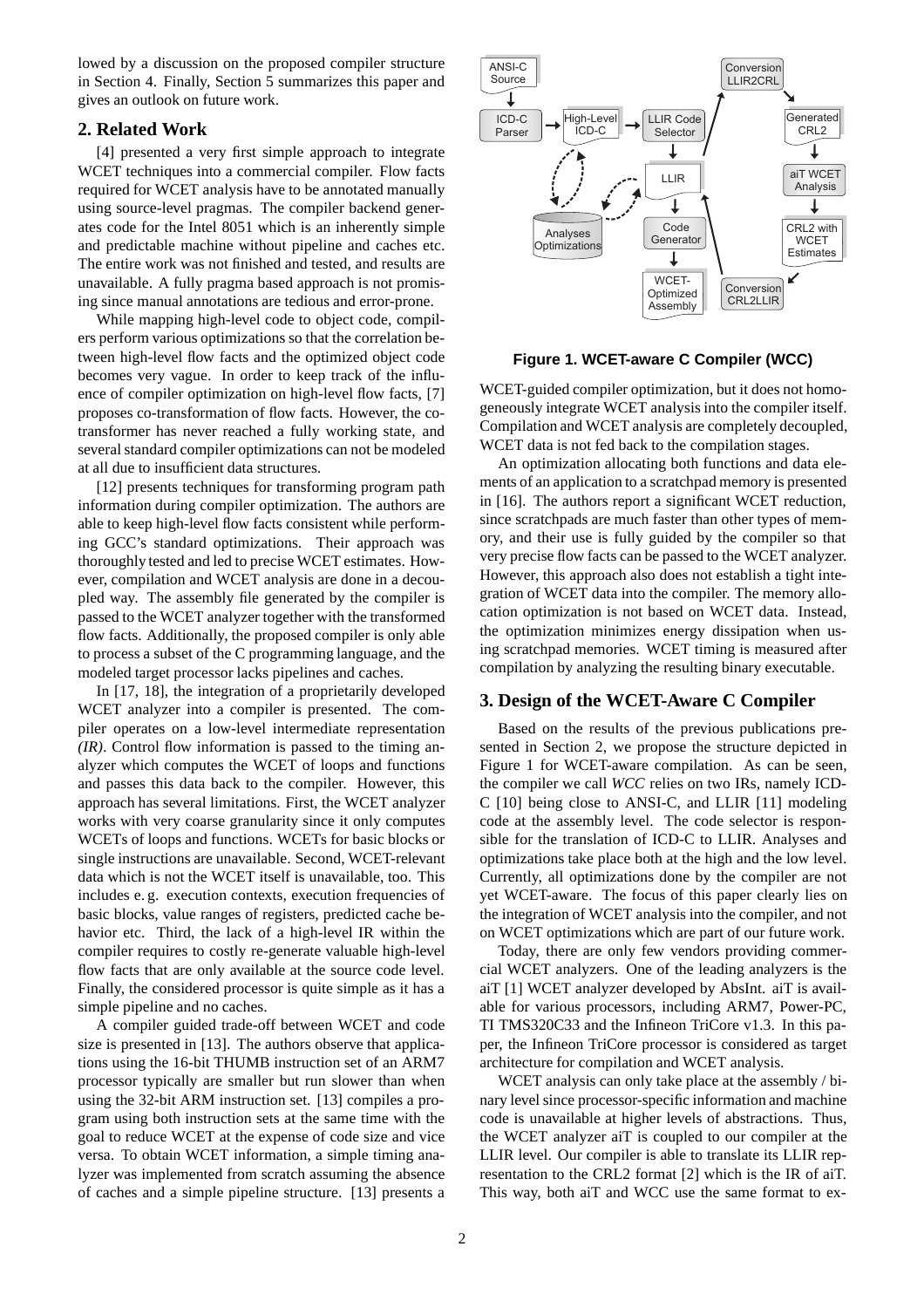lowed by a discussion on the proposed compiler structure in Section 4. Finally, Section 5 summarizes this paper and gives an outlook on future work.

## 2. Related Work

[4] presented a very first simple approach to integrate WCET techniques into a commercial compiler. Flow facts required for WCET analysis have to be annotated manually using source-level pragmas. The compiler backend generates code for the Intel 8051 which is an inherently simple and predictable machine without pipeline and caches etc. The entire work was not finished and tested, and results are unavailable. A fully pragma based approach is not promising since manual annotations are tedious and error-prone.

While mapping high-level code to object code, compilers perform various optimizations so that the correlation between high-level flow facts and the optimized object code becomes very vague. In order to keep track of the influence of compiler optimization on high-level flow facts, [7] proposes co-transformation of flow facts. However, the co-transformer has never reached a fully working state, and several standard compiler optimizations can not be modeled at all due to insufficient data structures.

[12] presents techniques for transforming program path information during compiler optimization. The authors are able to keep high-level flow facts consistent while performing GCC's standard optimizations. Their approach was thoroughly tested and led to precise WCET estimates. However, compilation and WCET analysis are done in a decoupled way. The assembly file generated by the compiler is passed to the WCET analyzer together with the transformed flow facts. Additionally, the proposed compiler is only able to process a subset of the C programming language, and the modeled target processor lacks pipelines and caches.

In [17, 18], the integration of a proprietarily developed WCET analyzer into a compiler is presented. The compiler operates on a low-level intermediate representation *(IR)*. Control flow information is passed to the timing analyzer which computes the WCET of loops and functions and passes this data back to the compiler. However, this approach has several limitations. First, the WCET analyzer works with very coarse granularity since it only computes WCETs of loops and functions. WCETs for basic blocks or single instructions are unavailable. Second, WCET-relevant data which is not the WCET itself is unavailable, too. This includes e. g. execution contexts, execution frequencies of basic blocks, value ranges of registers, predicted cache behavior etc. Third, the lack of a high-level IR within the compiler requires to costly re-generate valuable high-level flow facts that are only available at the source code level. Finally, the considered processor is quite simple as it has a simple pipeline and no caches.

A compiler guided trade-off between WCET and code size is presented in [13]. The authors observe that applications using the 16-bit THUMB instruction set of an ARM7 processor typically are smaller but run slower than when using the 32-bit ARM instruction set. [13] compiles a program using both instruction sets at the same time with the goal to reduce WCET at the expense of code size and vice versa. To obtain WCET information, a simple timing analyzer was implemented from scratch assuming the absence of caches and a simple pipeline structure. [13] presents a WCET-guided compiler optimization, but it does not homogeneously integrate WCET analysis into the compiler itself. Compilation and WCET analysis are completely decoupled, WCET data is not fed back to the compilation stages.

An optimization allocating both functions and data elements of an application to a scratchpad memory is presented in [16]. The authors report a significant WCET reduction, since scratchpads are much faster than other types of memory, and their use is fully guided by the compiler so that very precise flow facts can be passed to the WCET analyzer. However, this approach also does not establish a tight integration of WCET data into the compiler. The memory allocation optimization is not based on WCET data. Instead, the optimization minimizes energy dissipation when using scratchpad memories. WCET timing is measured after compilation by analyzing the resulting binary executable.

**Figure 1. WCET-aware C Compiler (WCC)**

## 3. Design of the WCET-Aware C Compiler

Based on the results of the previous publications presented in Section 2, we propose the structure depicted in Figure 1 for WCET-aware compilation. As can be seen, the compiler we call *WCC* relies on two IRs, namely ICD-C [10] being close to ANSI-C, and LLIR [11] modeling code at the assembly level. The code selector is responsible for the translation of ICD-C to LLIR. Analyses and optimizations take place both at the high and the low level. Currently, all optimizations done by the compiler are not yet WCET-aware. The focus of this paper clearly lies on the integration of WCET analysis into the compiler, and not on WCET optimizations which are part of our future work.

Today, there are only few vendors providing commercial WCET analyzers. One of the leading analyzers is the aiT [1] WCET analyzer developed by AbsInt. aiT is available for various processors, including ARM7, Power-PC, TI TMS320C33 and the Infineon TriCore v1.3. In this paper, the Infineon TriCore processor is considered as target architecture for compilation and WCET analysis.

WCET analysis can only take place at the assembly / binary level since processor-specific information and machine code is unavailable at higher levels of abstractions. Thus, the WCET analyzer aiT is coupled to our compiler at the LLIR level. Our compiler is able to translate its LLIR representation to the CRL2 format [2] which is the IR of aiT. This way, both aiT and WCC use the same format to ex-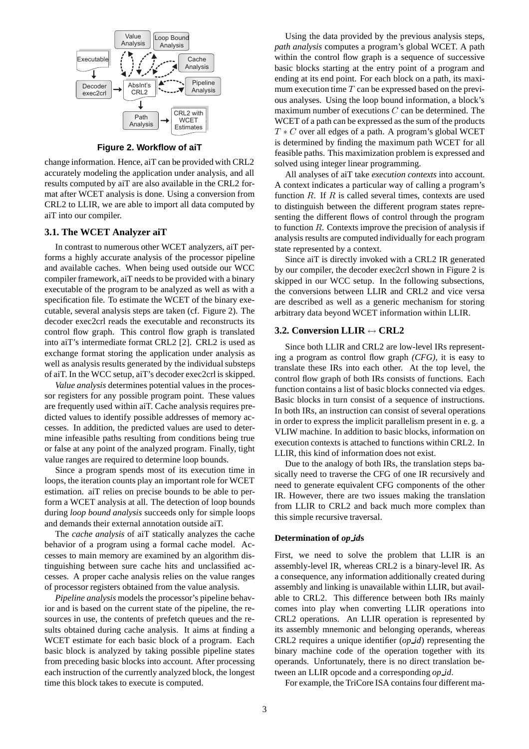Figure 2. Workflow of aiT

change information. Hence, aiT can be provided with CRL2 accurately modeling the application under analysis, and all results computed by aiT are also available in the CRL2 format after WCET analysis is done. Using a conversion from CRL2 to LLIR, we are able to import all data computed by aiT into our compiler.

### 3.1. The WCET Analyzer aiT

In contrast to numerous other WCET analyzers, aiT performs a highly accurate analysis of the processor pipeline and available caches. When being used outside our WCC compiler framework, aiT needs to be provided with a binary executable of the program to be analyzed as well as with a specification file. To estimate the WCET of the binary executable, several analysis steps are taken (cf. Figure 2). The decoder exec2crl reads the executable and reconstructs its control flow graph. This control flow graph is translated into aiT's intermediate format CRL2 [2]. CRL2 is used as exchange format storing the application under analysis as well as analysis results generated by the individual substeps of aiT. In the WCC setup, aiT's decoder exec2crl is skipped.

*Value analysis* determines potential values in the processor registers for any possible program point. These values are frequently used within aiT. Cache analysis requires predicted values to identify possible addresses of memory accesses. In addition, the predicted values are used to determine infeasible paths resulting from conditions being true or false at any point of the analyzed program. Finally, tight value ranges are required to determine loop bounds.

Since a program spends most of its execution time in loops, the iteration counts play an important role for WCET estimation. aiT relies on precise bounds to be able to perform a WCET analysis at all. The detection of loop bounds during *loop bound analysis* succeeds only for simple loops and demands their external annotation outside aiT.

The *cache analysis* of aiT statically analyzes the cache behavior of a program using a formal cache model. Accesses to main memory are examined by an algorithm distinguishing between sure cache hits and unclassified accesses. A proper cache analysis relies on the value ranges of processor registers obtained from the value analysis.

*Pipeline analysis* models the processor's pipeline behavior and is based on the current state of the pipeline, the resources in use, the contents of prefetch queues and the results obtained during cache analysis. It aims at finding a WCET estimate for each basic block of a program. Each basic block is analyzed by taking possible pipeline states from preceding basic blocks into account. After processing each instruction of the currently analyzed block, the longest time this block takes to execute is computed.

Using the data provided by the previous analysis steps, *path analysis* computes a program's global WCET. A path within the control flow graph is a sequence of successive basic blocks starting at the entry point of a program and ending at its end point. For each block on a path, its maximum execution time $T$ can be expressed based on the previous analyses. Using the loop bound information, a block's maximum number of executions $C$ can be determined. The WCET of a path can be expressed as the sum of the products $T * C$ over all edges of a path. A program's global WCET is determined by finding the maximum path WCET for all feasible paths. This maximization problem is expressed and solved using integer linear programming.

All analyses of aiT take *execution contexts* into account. A context indicates a particular way of calling a program's function $R$. If $R$ is called several times, contexts are used to distinguish between the different program states representing the different flows of control through the program to function $R$. Contexts improve the precision of analysis if analysis results are computed individually for each program state represented by a context.

Since aiT is directly invoked with a CRL2 IR generated by our compiler, the decoder exec2crl shown in Figure 2 is skipped in our WCC setup. In the following subsections, the conversions between LLIR and CRL2 and vice versa are described as well as a generic mechanism for storing arbitrary data beyond WCET information within LLIR.

### 3.2. Conversion LLIR $\leftrightarrow$ CRL2

Since both LLIR and CRL2 are low-level IRs representing a program as control flow graph *(CFG)*, it is easy to translate these IRs into each other. At the top level, the control flow graph of both IRs consists of functions. Each function contains a list of basic blocks connected via edges. Basic blocks in turn consist of a sequence of instructions. In both IRs, an instruction can consist of several operations in order to express the implicit parallelism present in e. g. a VLIW machine. In addition to basic blocks, information on execution contexts is attached to functions within CRL2. In LLIR, this kind of information does not exist.

Due to the analogy of both IRs, the translation steps basically need to traverse the CFG of one IR recursively and need to generate equivalent CFG components of the other IR. However, there are two issues making the translation from LLIR to CRL2 and back much more complex than this simple recursive traversal.

#### Determination of *op_id*s

First, we need to solve the problem that LLIR is an assembly-level IR, whereas CRL2 is a binary-level IR. As a consequence, any information additionally created during assembly and linking is unavailable within LLIR, but available to CRL2. This difference between both IRs mainly comes into play when converting LLIR operations into CRL2 operations. An LLIR operation is represented by its assembly mnemonic and belonging operands, whereas CRL2 requires a unique identifier (*op_id*) representing the binary machine code of the operation together with its operands. Unfortunately, there is no direct translation between an LLIR opcode and a corresponding *op_id*.

For example, the TriCore ISA contains four different ma-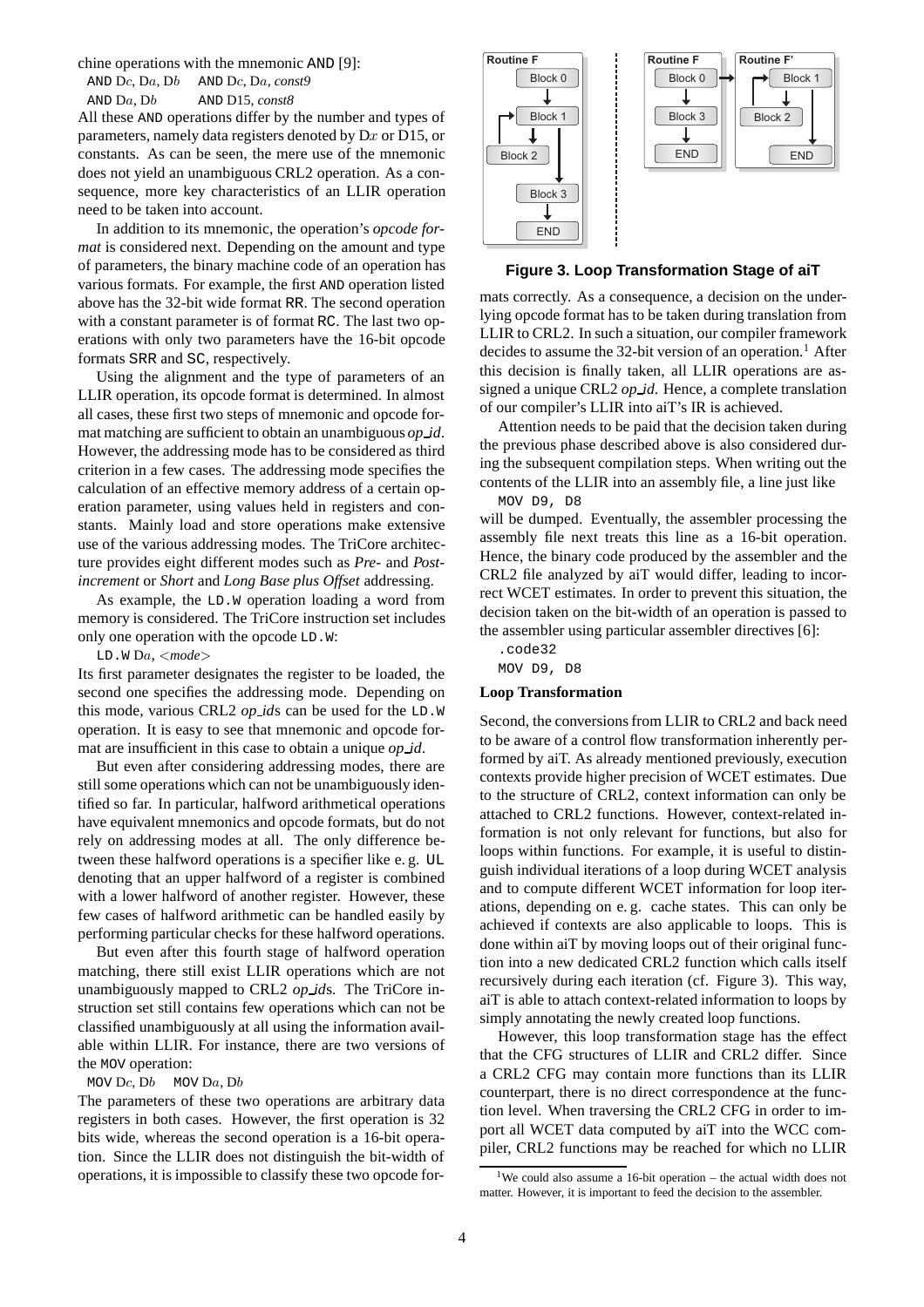chine operations with the mnemonic AND [9]:

AND D$c$, D$a$, D$b$  AND D$c$, D$a$, *const9*

AND D$a$, D$b$  AND D15, *const8*

All these AND operations differ by the number and types of parameters, namely data registers denoted by D$x$ or D15, or constants. As can be seen, the mere use of the mnemonic does not yield an unambiguous CRL2 operation. As a consequence, more key characteristics of an LLIR operation need to be taken into account.

In addition to its mnemonic, the operation's *opcode format* is considered next. Depending on the amount and type of parameters, the binary machine code of an operation has various formats. For example, the first AND operation listed above has the 32-bit wide format RR. The second operation with a constant parameter is of format RC. The last two operations with only two parameters have the 16-bit opcode formats SRR and SC, respectively.

Using the alignment and the type of parameters of an LLIR operation, its opcode format is determined. In almost all cases, these first two steps of mnemonic and opcode format matching are sufficient to obtain an unambiguous *op_id*. However, the addressing mode has to be considered as third criterion in a few cases. The addressing mode specifies the calculation of an effective memory address of a certain operation parameter, using values held in registers and constants. Mainly load and store operations make extensive use of the various addressing modes. The TriCore architecture provides eight different modes such as *Pre-* and *Post-increment* or *Short* and *Long Base plus Offset* addressing.

As example, the LD.W operation loading a word from memory is considered. The TriCore instruction set includes only one operation with the opcode LD.W:

LD.W D$a$, <*mode*>

Its first parameter designates the register to be loaded, the second one specifies the addressing mode. Depending on this mode, various CRL2 *op_id*s can be used for the LD.W operation. It is easy to see that mnemonic and opcode format are insufficient in this case to obtain a unique *op_id*.

But even after considering addressing modes, there are still some operations which can not be unambiguously identified so far. In particular, halfword arithmetical operations have equivalent mnemonics and opcode formats, but do not rely on addressing modes at all. The only difference between these halfword operations is a specifier like e. g. UL denoting that an upper halfword of a register is combined with a lower halfword of another register. However, these few cases of halfword arithmetic can be handled easily by performing particular checks for these halfword operations.

But even after this fourth stage of halfword operation matching, there still exist LLIR operations which are not unambiguously mapped to CRL2 *op_id*s. The TriCore instruction set still contains few operations which can not be classified unambiguously at all using the information available within LLIR. For instance, there are two versions of the MOV operation:

MOV D$c$, D$b$  MOV D$a$, D$b$

The parameters of these two operations are arbitrary data registers in both cases. However, the first operation is 32 bits wide, whereas the second operation is a 16-bit operation. Since the LLIR does not distinguish the bit-width of operations, it is impossible to classify these two opcode formats correctly. As a consequence, a decision on the underlying opcode format has to be taken during translation from LLIR to CRL2. In such a situation, our compiler framework decides to assume the 32-bit version of an operation.[1] After this decision is finally taken, all LLIR operations are assigned a unique CRL2 *op_id*. Hence, a complete translation of our compiler's LLIR into aiT's IR is achieved.

Figure 3. Loop Transformation Stage of aiT

Attention needs to be paid that the decision taken during the previous phase described above is also considered during the subsequent compilation steps. When writing out the contents of the LLIR into an assembly file, a line just like

```
MOV D9, D8
```

will be dumped. Eventually, the assembler processing the assembly file next treats this line as a 16-bit operation. Hence, the binary code produced by the assembler and the CRL2 file analyzed by aiT would differ, leading to incorrect WCET estimates. In order to prevent this situation, the decision taken on the bit-width of an operation is passed to the assembler using particular assembler directives [6]:

```
.code32
MOV D9, D8
```

**Loop Transformation**

Second, the conversions from LLIR to CRL2 and back need to be aware of a control flow transformation inherently performed by aiT. As already mentioned previously, execution contexts provide higher precision of WCET estimates. Due to the structure of CRL2, context information can only be attached to CRL2 functions. However, context-related information is not only relevant for functions, but also for loops within functions. For example, it is useful to distinguish individual iterations of a loop during WCET analysis and to compute different WCET information for loop iterations, depending on e. g. cache states. This can only be achieved if contexts are also applicable to loops. This is done within aiT by moving loops out of their original function into a new dedicated CRL2 function which calls itself recursively during each iteration (cf. Figure 3). This way, aiT is able to attach context-related information to loops by simply annotating the newly created loop functions.

However, this loop transformation stage has the effect that the CFG structures of LLIR and CRL2 differ. Since a CRL2 CFG may contain more functions than its LLIR counterpart, there is no direct correspondence at the function level. When traversing the CRL2 CFG in order to import all WCET data computed by aiT into the WCC compiler, CRL2 functions may be reached for which no LLIR

[1] We could also assume a 16-bit operation – the actual width does not matter. However, it is important to feed the decision to the assembler.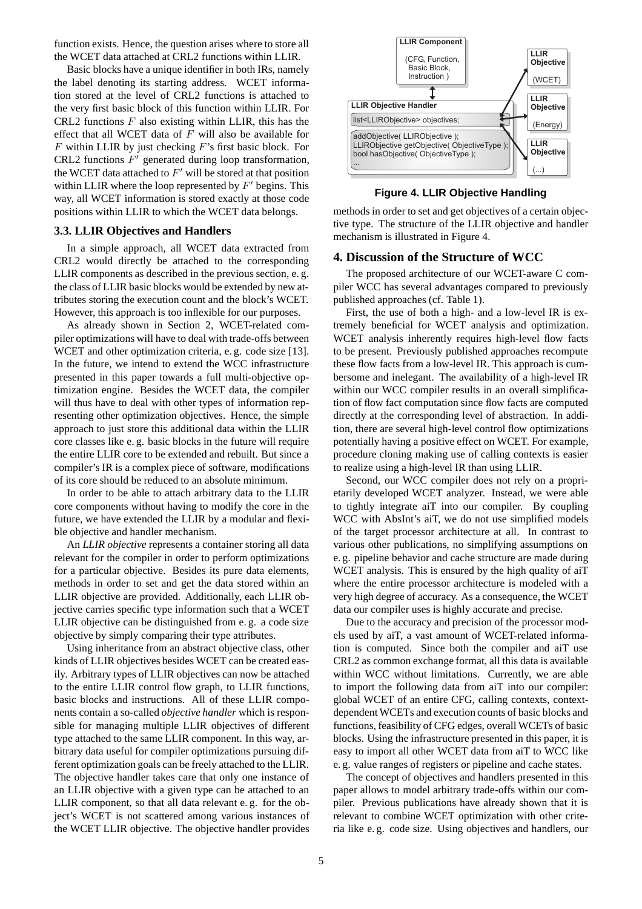function exists. Hence, the question arises where to store all the WCET data attached at CRL2 functions within LLIR.

Basic blocks have a unique identifier in both IRs, namely the label denoting its starting address. WCET information stored at the level of CRL2 functions is attached to the very first basic block of this function within LLIR. For CRL2 functions $F$ also existing within LLIR, this has the effect that all WCET data of $F$ will also be available for $F$ within LLIR by just checking $F$'s first basic block. For CRL2 functions $F'$ generated during loop transformation, the WCET data attached to $F'$ will be stored at that position within LLIR where the loop represented by $F'$ begins. This way, all WCET information is stored exactly at those code positions within LLIR to which the WCET data belongs.

### 3.3. LLIR Objectives and Handlers

In a simple approach, all WCET data extracted from CRL2 would directly be attached to the corresponding LLIR components as described in the previous section, e. g. the class of LLIR basic blocks would be extended by new attributes storing the execution count and the block's WCET. However, this approach is too inflexible for our purposes.

As already shown in Section 2, WCET-related compiler optimizations will have to deal with trade-offs between WCET and other optimization criteria, e. g. code size [13]. In the future, we intend to extend the WCC infrastructure presented in this paper towards a full multi-objective optimization engine. Besides the WCET data, the compiler will thus have to deal with other types of information representing other optimization objectives. Hence, the simple approach to just store this additional data within the LLIR core classes like e. g. basic blocks in the future will require the entire LLIR core to be extended and rebuilt. But since a compiler's IR is a complex piece of software, modifications of its core should be reduced to an absolute minimum.

In order to be able to attach arbitrary data to the LLIR core components without having to modify the core in the future, we have extended the LLIR by a modular and flexible objective and handler mechanism.

An *LLIR objective* represents a container storing all data relevant for the compiler in order to perform optimizations for a particular objective. Besides its pure data elements, methods in order to set and get the data stored within an LLIR objective are provided. Additionally, each LLIR objective carries specific type information such that a WCET LLIR objective can be distinguished from e. g. a code size objective by simply comparing their type attributes.

Using inheritance from an abstract objective class, other kinds of LLIR objectives besides WCET can be created easily. Arbitrary types of LLIR objectives can now be attached to the entire LLIR control flow graph, to LLIR functions, basic blocks and instructions. All of these LLIR components contain a so-called *objective handler* which is responsible for managing multiple LLIR objectives of different type attached to the same LLIR component. In this way, arbitrary data useful for compiler optimizations pursuing different optimization goals can be freely attached to the LLIR. The objective handler takes care that only one instance of an LLIR objective with a given type can be attached to an LLIR component, so that all data relevant e. g. for the object's WCET is not scattered among various instances of the WCET LLIR objective. The objective handler provides methods in order to set and get objectives of a certain objective type. The structure of the LLIR objective and handler mechanism is illustrated in Figure 4.

**LLIR Component** (CFG, Function, Basic Block, Instruction)

**LLIR Objective Handler**
list<LLIRObjective> objectives;
addObjective( LLIRObjective );
LLIRObjective getObjective( ObjectiveType );
bool hasObjective( ObjectiveType );
...

**LLIR Objective** (WCET) — **LLIR Objective** (Energy) — **LLIR Objective** (...)

**Figure 4. LLIR Objective Handling**

## 4. Discussion of the Structure of WCC

The proposed architecture of our WCET-aware C compiler WCC has several advantages compared to previously published approaches (cf. Table 1).

First, the use of both a high- and a low-level IR is extremely beneficial for WCET analysis and optimization. WCET analysis inherently requires high-level flow facts to be present. Previously published approaches recompute these flow facts from a low-level IR. This approach is cumbersome and inelegant. The availability of a high-level IR within our WCC compiler results in an overall simplification of flow fact computation since flow facts are computed directly at the corresponding level of abstraction. In addition, there are several high-level control flow optimizations potentially having a positive effect on WCET. For example, procedure cloning making use of calling contexts is easier to realize using a high-level IR than using LLIR.

Second, our WCC compiler does not rely on a proprietarily developed WCET analyzer. Instead, we were able to tightly integrate aiT into our compiler. By coupling WCC with AbsInt's aiT, we do not use simplified models of the target processor architecture at all. In contrast to various other publications, no simplifying assumptions on e. g. pipeline behavior and cache structure are made during WCET analysis. This is ensured by the high quality of aiT where the entire processor architecture is modeled with a very high degree of accuracy. As a consequence, the WCET data our compiler uses is highly accurate and precise.

Due to the accuracy and precision of the processor models used by aiT, a vast amount of WCET-related information is computed. Since both the compiler and aiT use CRL2 as common exchange format, all this data is available within WCC without limitations. Currently, we are able to import the following data from aiT into our compiler: global WCET of an entire CFG, calling contexts, context-dependent WCETs and execution counts of basic blocks and functions, feasibility of CFG edges, overall WCETs of basic blocks. Using the infrastructure presented in this paper, it is easy to import all other WCET data from aiT to WCC like e. g. value ranges of registers or pipeline and cache states.

The concept of objectives and handlers presented in this paper allows to model arbitrary trade-offs within our compiler. Previous publications have already shown that it is relevant to combine WCET optimization with other criteria like e. g. code size. Using objectives and handlers, our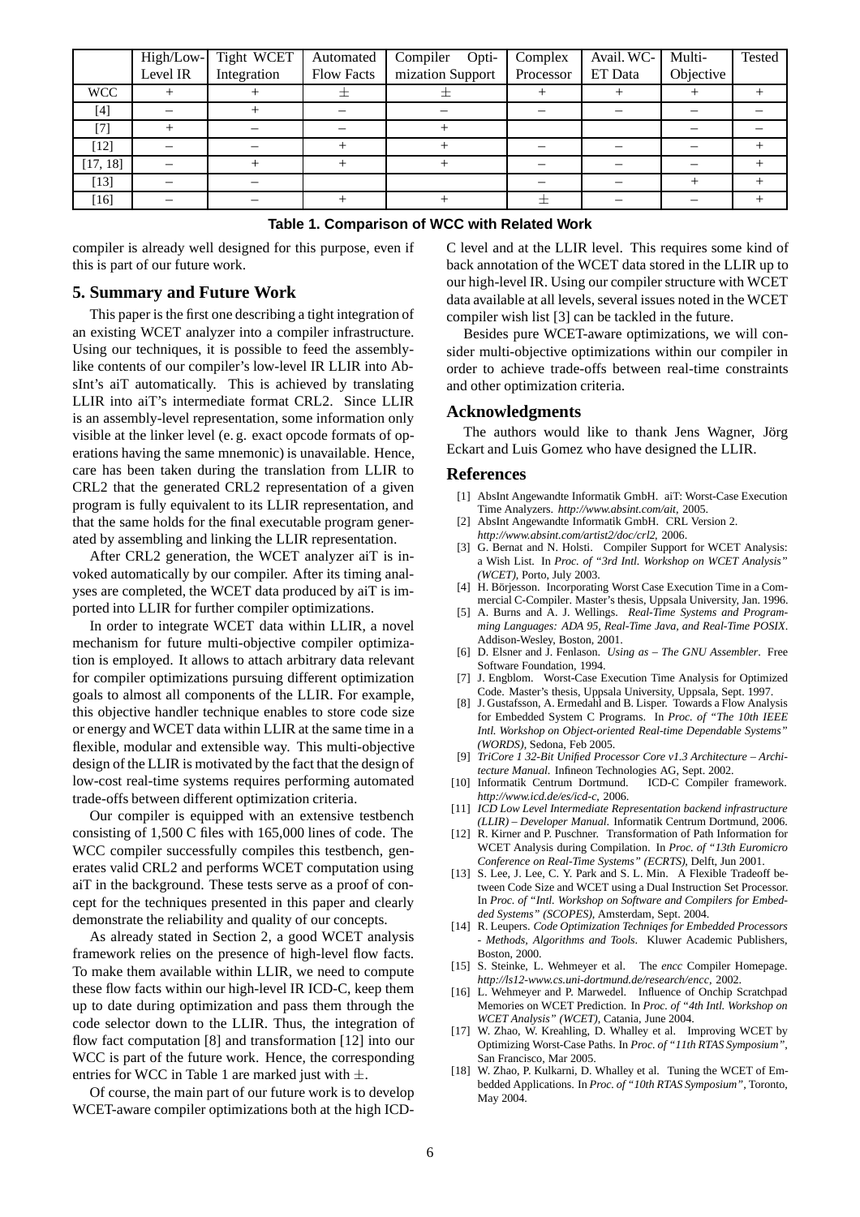|  | High/Low-Level IR | Tight WCET Integration | Automated Flow Facts | Compiler Optimization Support | Complex Processor | Avail. WCET Data | Multi-Objective | Tested |
|---|---|---|---|---|---|---|---|---|
| WCC | + | + | ± | ± | + | + | + | + |
| [4] | – | + | – | – | – | – | – | – |
| [7] | + | – | – | + |  |  | – | – |
| [12] | – | – | + | + | – | – | – | + |
| [17, 18] | – | + | + | + | – | – | – | + |
| [13] | – | – |  |  | – | – | + | + |
| [16] | – | – | + | + | ± | – | – | + |

**Table 1. Comparison of WCC with Related Work**

compiler is already well designed for this purpose, even if this is part of our future work.

## 5. Summary and Future Work

This paper is the first one describing a tight integration of an existing WCET analyzer into a compiler infrastructure. Using our techniques, it is possible to feed the assembly-like contents of our compiler's low-level IR LLIR into AbsInt's aiT automatically. This is achieved by translating LLIR into aiT's intermediate format CRL2. Since LLIR is an assembly-level representation, some information only visible at the linker level (e. g. exact opcode formats of operations having the same mnemonic) is unavailable. Hence, care has been taken during the translation from LLIR to CRL2 that the generated CRL2 representation of a given program is fully equivalent to its LLIR representation, and that the same holds for the final executable program generated by assembling and linking the LLIR representation.

After CRL2 generation, the WCET analyzer aiT is invoked automatically by our compiler. After its timing analyses are completed, the WCET data produced by aiT is imported into LLIR for further compiler optimizations.

In order to integrate WCET data within LLIR, a novel mechanism for future multi-objective compiler optimization is employed. It allows to attach arbitrary data relevant for compiler optimizations pursuing different optimization goals to almost all components of the LLIR. For example, this objective handler technique enables to store code size or energy and WCET data within LLIR at the same time in a flexible, modular and extensible way. This multi-objective design of the LLIR is motivated by the fact that the design of low-cost real-time systems requires performing automated trade-offs between different optimization criteria.

Our compiler is equipped with an extensive testbench consisting of 1,500 C files with 165,000 lines of code. The WCC compiler successfully compiles this testbench, generates valid CRL2 and performs WCET computation using aiT in the background. These tests serve as a proof of concept for the techniques presented in this paper and clearly demonstrate the reliability and quality of our concepts.

As already stated in Section 2, a good WCET analysis framework relies on the presence of high-level flow facts. To make them available within LLIR, we need to compute these flow facts within our high-level IR ICD-C, keep them up to date during optimization and pass them through the code selector down to the LLIR. Thus, the integration of flow fact computation [8] and transformation [12] into our WCC is part of the future work. Hence, the corresponding entries for WCC in Table 1 are marked just with ±.

Of course, the main part of our future work is to develop WCET-aware compiler optimizations both at the high ICD-C level and at the LLIR level. This requires some kind of back annotation of the WCET data stored in the LLIR up to our high-level IR. Using our compiler structure with WCET data available at all levels, several issues noted in the WCET compiler wish list [3] can be tackled in the future.

Besides pure WCET-aware optimizations, we will consider multi-objective optimizations within our compiler in order to achieve trade-offs between real-time constraints and other optimization criteria.

## Acknowledgments

The authors would like to thank Jens Wagner, Jörg Eckart and Luis Gomez who have designed the LLIR.

## References

[1] AbsInt Angewandte Informatik GmbH. aiT: Worst-Case Execution Time Analyzers. *http://www.absint.com/ait*, 2005.

[2] AbsInt Angewandte Informatik GmbH. CRL Version 2. *http://www.absint.com/artist2/doc/crl2*, 2006.

[3] G. Bernat and N. Holsti. Compiler Support for WCET Analysis: a Wish List. In *Proc. of "3rd Intl. Workshop on WCET Analysis" (WCET)*, Porto, July 2003.

[4] H. Börjesson. Incorporating Worst Case Execution Time in a Commercial C-Compiler. Master's thesis, Uppsala University, Jan. 1996.

[5] A. Burns and A. J. Wellings. *Real-Time Systems and Programming Languages: ADA 95, Real-Time Java, and Real-Time POSIX*. Addison-Wesley, Boston, 2001.

[6] D. Elsner and J. Fenlason. *Using as – The GNU Assembler*. Free Software Foundation, 1994.

[7] J. Engblom. Worst-Case Execution Time Analysis for Optimized Code. Master's thesis, Uppsala University, Uppsala, Sept. 1997.

[8] J. Gustafsson, A. Ermedahl and B. Lisper. Towards a Flow Analysis for Embedded System C Programs. In *Proc. of "The 10th IEEE Intl. Workshop on Object-oriented Real-time Dependable Systems" (WORDS)*, Sedona, Feb 2005.

[9] *TriCore 1 32-Bit Unified Processor Core v1.3 Architecture – Architecture Manual*. Infineon Technologies AG, Sept. 2002.

[10] Informatik Centrum Dortmund. ICD-C Compiler framework. *http://www.icd.de/es/icd-c*, 2006.

[11] *ICD Low Level Intermediate Representation backend infrastructure (LLIR) – Developer Manual*. Informatik Centrum Dortmund, 2006.

[12] R. Kirner and P. Puschner. Transformation of Path Information for WCET Analysis during Compilation. In *Proc. of "13th Euromicro Conference on Real-Time Systems" (ECRTS)*, Delft, Jun 2001.

[13] S. Lee, J. Lee, C. Y. Park and S. L. Min. A Flexible Tradeoff between Code Size and WCET using a Dual Instruction Set Processor. In *Proc. of "Intl. Workshop on Software and Compilers for Embedded Systems" (SCOPES)*, Amsterdam, Sept. 2004.

[14] R. Leupers. *Code Optimization Techniqes for Embedded Processors - Methods, Algorithms and Tools*. Kluwer Academic Publishers, Boston, 2000.

[15] S. Steinke, L. Wehmeyer et al. The *encc* Compiler Homepage. *http://ls12-www.cs.uni-dortmund.de/research/encc*, 2002.

[16] L. Wehmeyer and P. Marwedel. Influence of Onchip Scratchpad Memories on WCET Prediction. In *Proc. of "4th Intl. Workshop on WCET Analysis" (WCET)*, Catania, June 2004.

[17] W. Zhao, W. Kreahling, D. Whalley et al. Improving WCET by Optimizing Worst-Case Paths. In *Proc. of "11th RTAS Symposium"*, San Francisco, Mar 2005.

[18] W. Zhao, P. Kulkarni, D. Whalley et al. Tuning the WCET of Embedded Applications. In *Proc. of "10th RTAS Symposium"*, Toronto, May 2004.